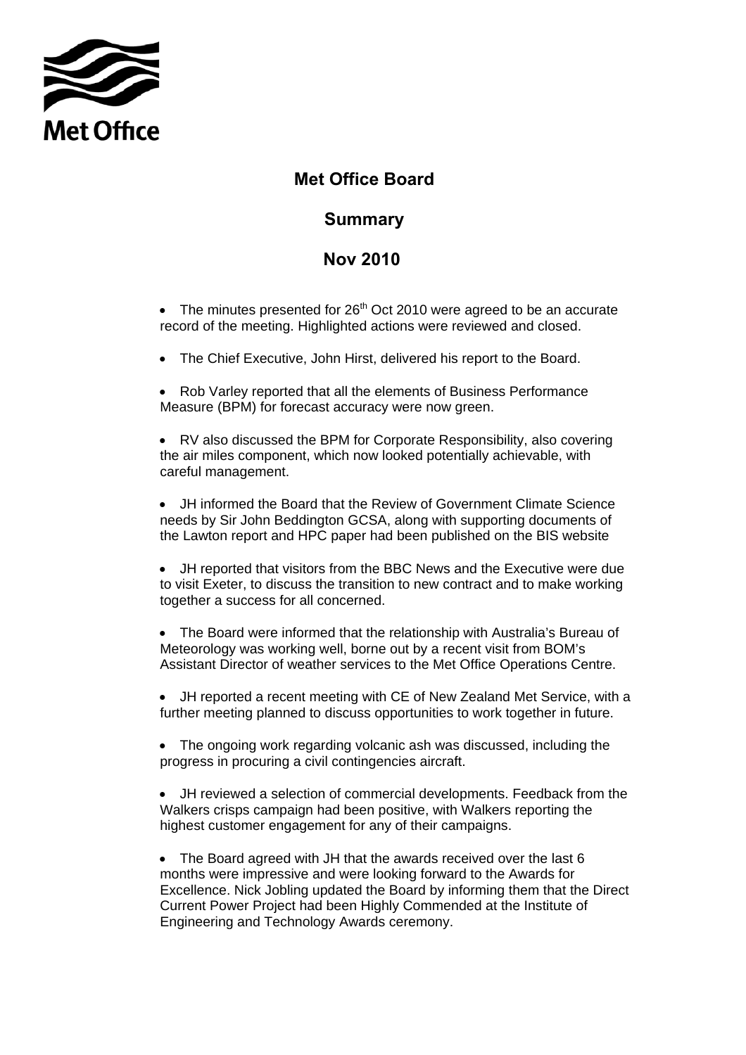# Met Office Board

## Summary

## Nov 2010

- The minutes presented for 26th Oct 2010 were agreed to be an accurate record of the meeting. Highlighted actions were reviewed and closed.

- The Chief Executive, John Hirst, delivered his report to the Board.

- Rob Varley reported that all the elements of Business Performance Measure (BPM) for forecast accuracy were now green.

- RV also discussed the BPM for Corporate Responsibility, also covering the air miles component, which now looked potentially achievable, with careful management.

- JH informed the Board that the Review of Government Climate Science needs by Sir John Beddington GCSA, along with supporting documents of the Lawton report and HPC paper had been published on the BIS website

- JH reported that visitors from the BBC News and the Executive were due to visit Exeter, to discuss the transition to new contract and to make working together a success for all concerned.

- The Board were informed that the relationship with Australia's Bureau of Meteorology was working well, borne out by a recent visit from BOM's Assistant Director of weather services to the Met Office Operations Centre.

- JH reported a recent meeting with CE of New Zealand Met Service, with a further meeting planned to discuss opportunities to work together in future.

- The ongoing work regarding volcanic ash was discussed, including the progress in procuring a civil contingencies aircraft.

- JH reviewed a selection of commercial developments. Feedback from the Walkers crisps campaign had been positive, with Walkers reporting the highest customer engagement for any of their campaigns.

- The Board agreed with JH that the awards received over the last 6 months were impressive and were looking forward to the Awards for Excellence. Nick Jobling updated the Board by informing them that the Direct Current Power Project had been Highly Commended at the Institute of Engineering and Technology Awards ceremony.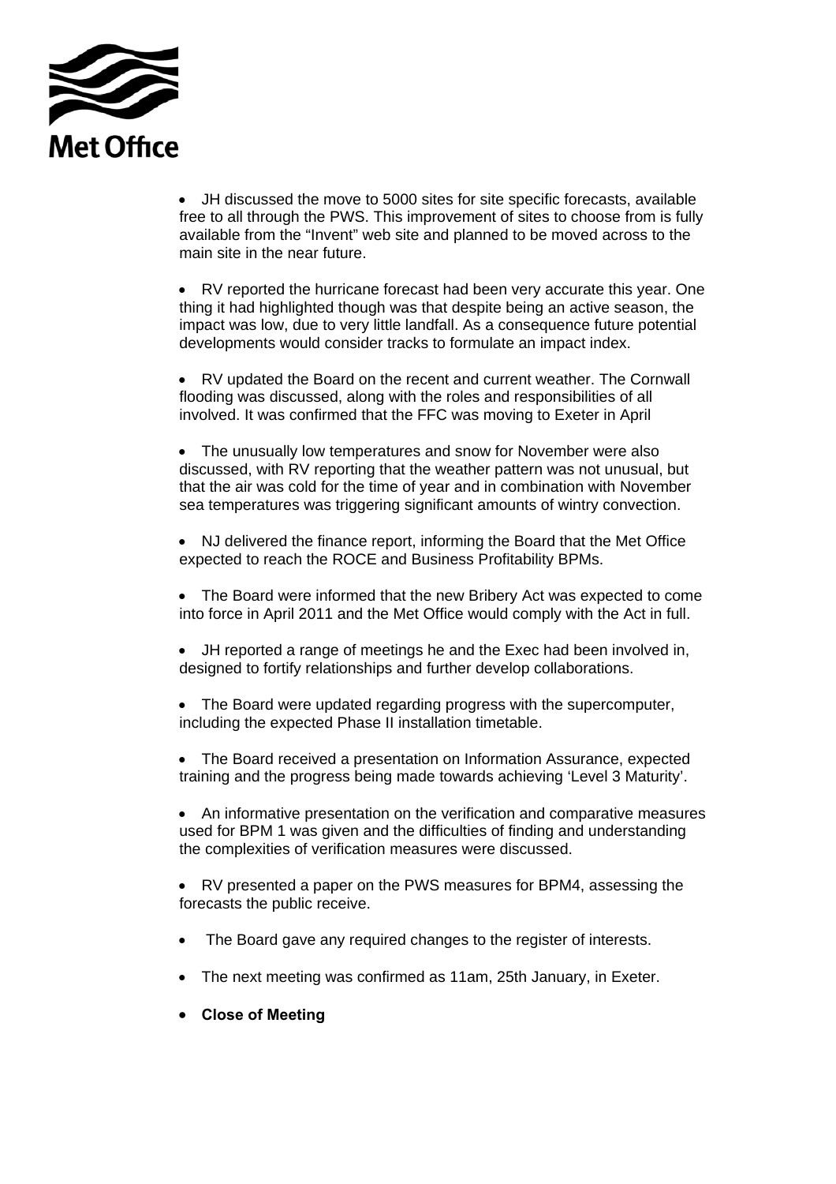- JH discussed the move to 5000 sites for site specific forecasts, available free to all through the PWS. This improvement of sites to choose from is fully available from the "Invent" web site and planned to be moved across to the main site in the near future.

- RV reported the hurricane forecast had been very accurate this year. One thing it had highlighted though was that despite being an active season, the impact was low, due to very little landfall. As a consequence future potential developments would consider tracks to formulate an impact index.

- RV updated the Board on the recent and current weather. The Cornwall flooding was discussed, along with the roles and responsibilities of all involved. It was confirmed that the FFC was moving to Exeter in April

- The unusually low temperatures and snow for November were also discussed, with RV reporting that the weather pattern was not unusual, but that the air was cold for the time of year and in combination with November sea temperatures was triggering significant amounts of wintry convection.

- NJ delivered the finance report, informing the Board that the Met Office expected to reach the ROCE and Business Profitability BPMs.

- The Board were informed that the new Bribery Act was expected to come into force in April 2011 and the Met Office would comply with the Act in full.

- JH reported a range of meetings he and the Exec had been involved in, designed to fortify relationships and further develop collaborations.

- The Board were updated regarding progress with the supercomputer, including the expected Phase II installation timetable.

- The Board received a presentation on Information Assurance, expected training and the progress being made towards achieving 'Level 3 Maturity'.

- An informative presentation on the verification and comparative measures used for BPM 1 was given and the difficulties of finding and understanding the complexities of verification measures were discussed.

- RV presented a paper on the PWS measures for BPM4, assessing the forecasts the public receive.

- The Board gave any required changes to the register of interests.

- The next meeting was confirmed as 11am, 25th January, in Exeter.

- **Close of Meeting**